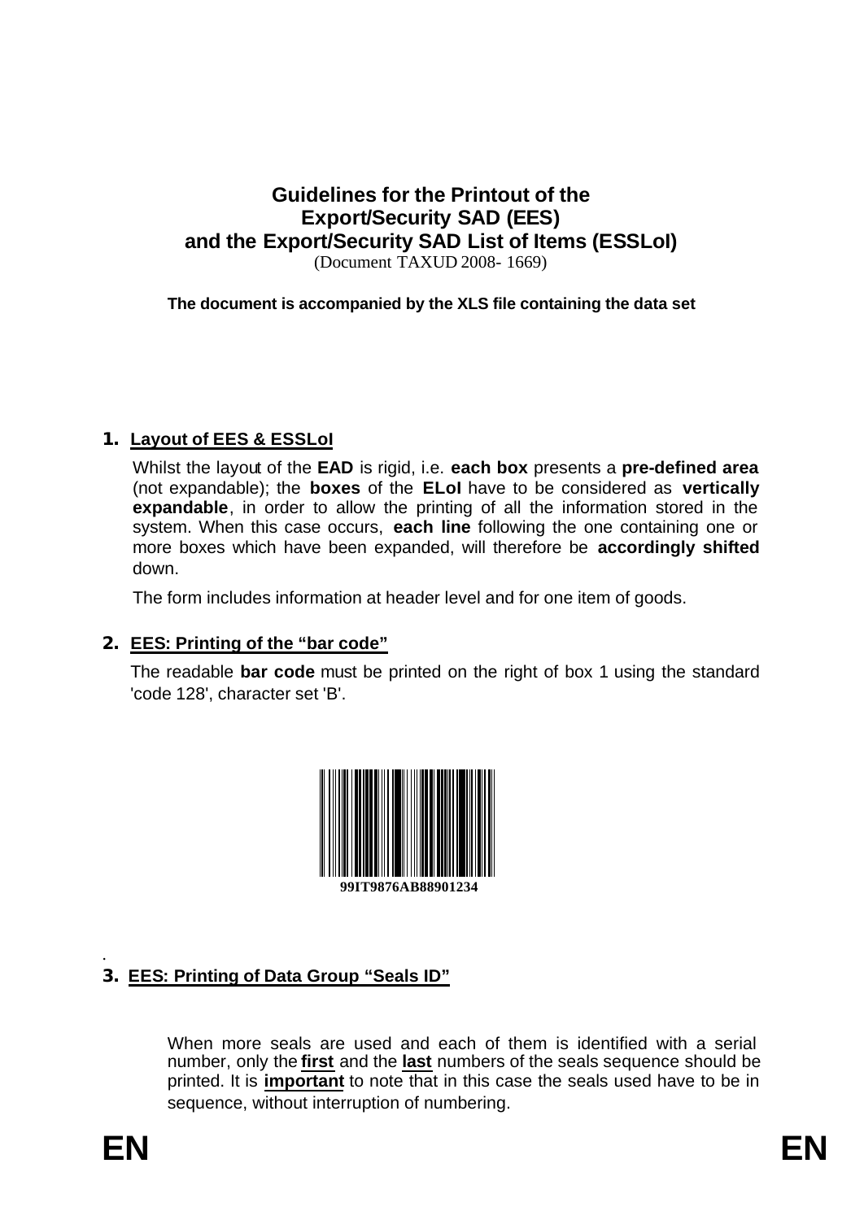# Guidelines for the Printout of the Export/Security SAD (EES) and the Export/Security SAD List of Items (ESSLoI)

(Document TAXUD 2008- 1669)

**The document is accompanied by the XLS file containing the data set**

## 1. Layout of EES & ESSLoI

Whilst the layout of the **EAD** is rigid, i.e. **each box** presents a **pre-defined area** (not expandable); the **boxes** of the **ELoI** have to be considered as **vertically expandable**, in order to allow the printing of all the information stored in the system. When this case occurs, **each line** following the one containing one or more boxes which have been expanded, will therefore be **accordingly shifted** down.

The form includes information at header level and for one item of goods.

## 2. EES: Printing of the "bar code"

The readable **bar code** must be printed on the right of box 1 using the standard 'code 128', character set 'B'.

99IT9876AB88901234

## 3. EES: Printing of Data Group "Seals ID"

When more seals are used and each of them is identified with a serial number, only the **first** and the **last** numbers of the seals sequence should be printed. It is **important** to note that in this case the seals used have to be in sequence, without interruption of numbering.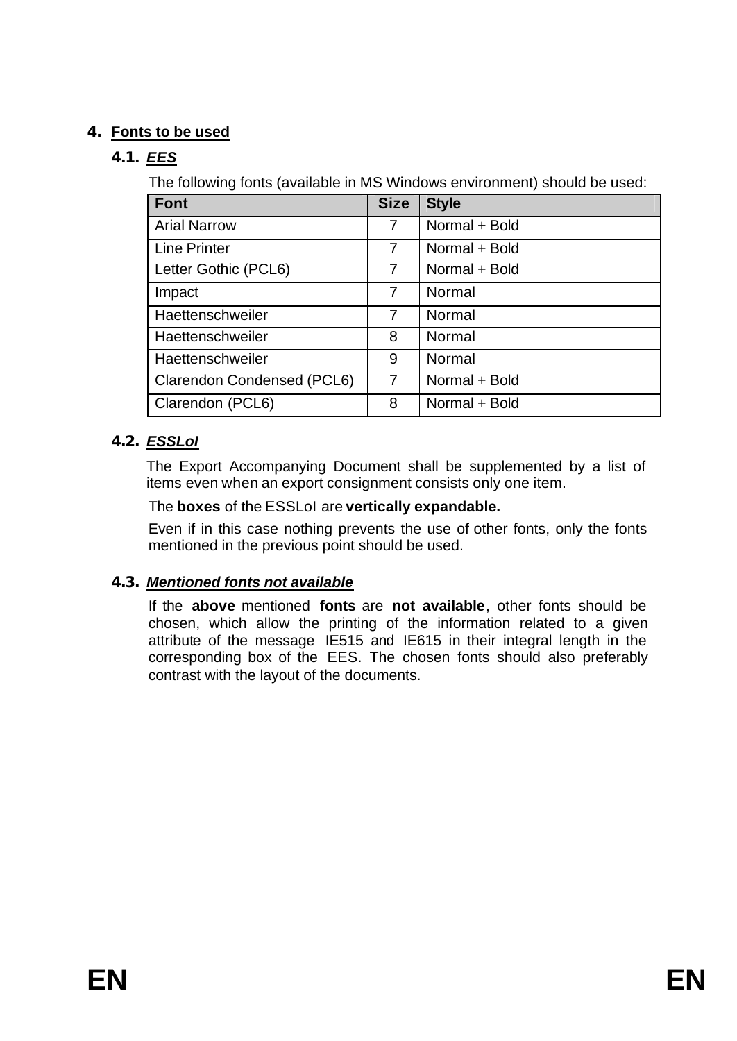## 4. Fonts to be used

### 4.1. *EES*

The following fonts (available in MS Windows environment) should be used:

| Font | Size | Style |
|---|---|---|
| Arial Narrow | 7 | Normal + Bold |
| Line Printer | 7 | Normal + Bold |
| Letter Gothic (PCL6) | 7 | Normal + Bold |
| Impact | 7 | Normal |
| Haettenschweiler | 7 | Normal |
| Haettenschweiler | 8 | Normal |
| Haettenschweiler | 9 | Normal |
| Clarendon Condensed (PCL6) | 7 | Normal + Bold |
| Clarendon (PCL6) | 8 | Normal + Bold |

### 4.2. *ESSLoI*

The Export Accompanying Document shall be supplemented by a list of items even when an export consignment consists only one item.

The **boxes** of the ESSLoI are **vertically expandable.**

Even if in this case nothing prevents the use of other fonts, only the fonts mentioned in the previous point should be used.

### 4.3. *Mentioned fonts not available*

If the **above** mentioned **fonts** are **not available**, other fonts should be chosen, which allow the printing of the information related to a given attribute of the message IE515 and IE615 in their integral length in the corresponding box of the EES. The chosen fonts should also preferably contrast with the layout of the documents.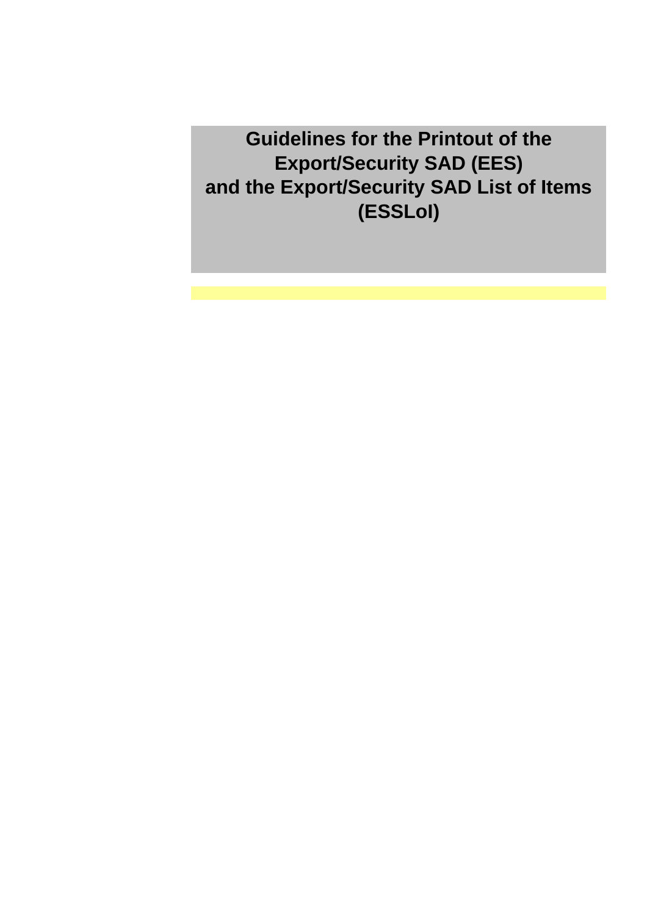# Guidelines for the Printout of the Export/Security SAD (EES) and the Export/Security SAD List of Items (ESSLoI)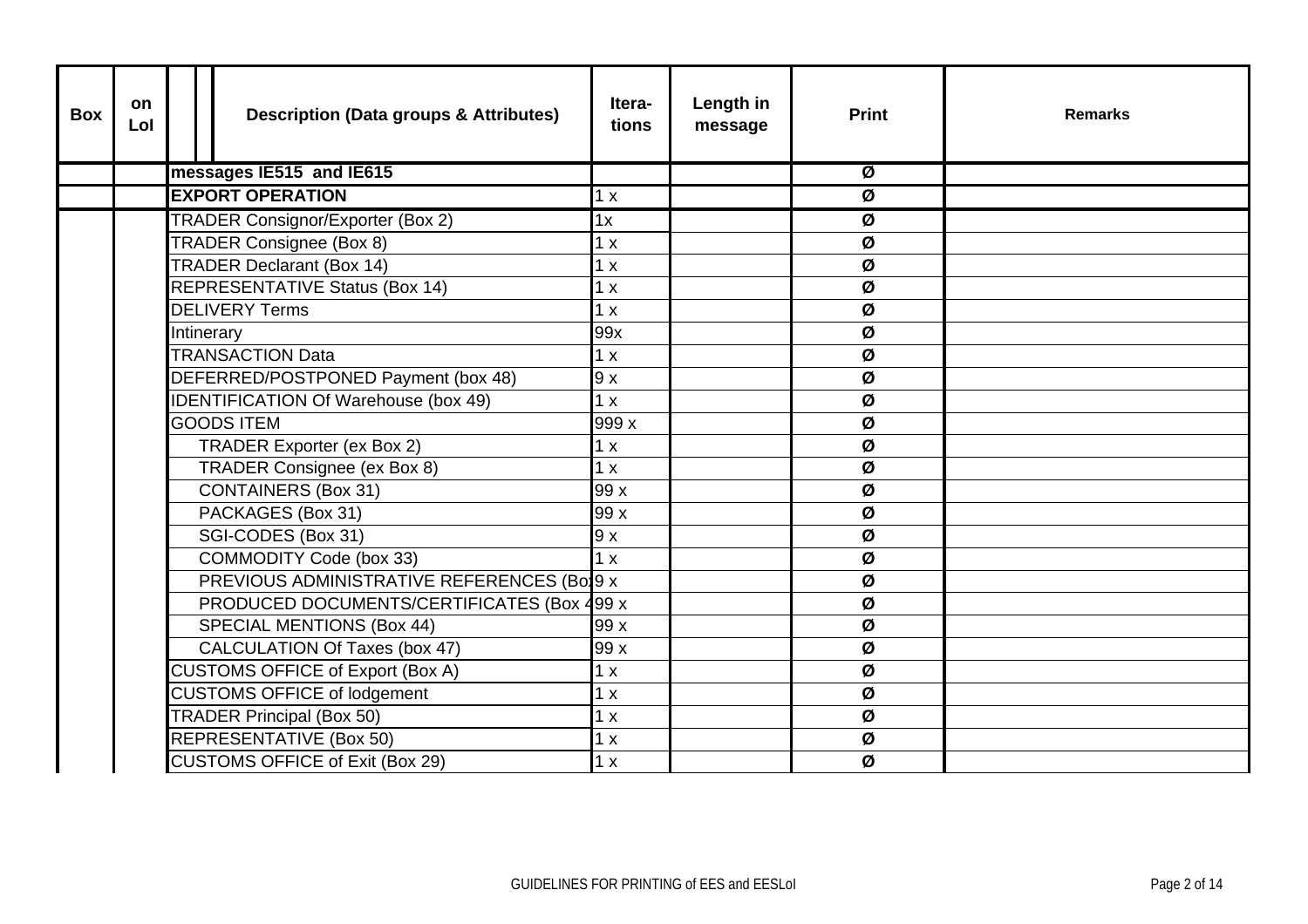| Box | on LoI | Description (Data groups & Attributes) | Itera-tions | Length in message | Print | Remarks |
|---|---|---|---|---|---|---|
| | | **messages IE515 and IE615** | | | Ø | |
| | | **EXPORT OPERATION** | 1 x | | Ø | |
| | | TRADER Consignor/Exporter (Box 2) | 1x | | Ø | |
| | | TRADER Consignee (Box 8) | 1 x | | Ø | |
| | | TRADER Declarant (Box 14) | 1 x | | Ø | |
| | | REPRESENTATIVE Status (Box 14) | 1 x | | Ø | |
| | | DELIVERY Terms | 1 x | | Ø | |
| | | Intinerary | 99x | | Ø | |
| | | TRANSACTION Data | 1 x | | Ø | |
| | | DEFERRED/POSTPONED Payment (box 48) | 9 x | | Ø | |
| | | IDENTIFICATION Of Warehouse (box 49) | 1 x | | Ø | |
| | | GOODS ITEM | 999 x | | Ø | |
| | | TRADER Exporter (ex Box 2) | 1 x | | Ø | |
| | | TRADER Consignee (ex Box 8) | 1 x | | Ø | |
| | | CONTAINERS (Box 31) | 99 x | | Ø | |
| | | PACKAGES (Box 31) | 99 x | | Ø | |
| | | SGI-CODES (Box 31) | 9 x | | Ø | |
| | | COMMODITY Code (box 33) | 1 x | | Ø | |
| | | PREVIOUS ADMINISTRATIVE REFERENCES (Bo | 9 x | | Ø | |
| | | PRODUCED DOCUMENTS/CERTIFICATES (Box 4 | 99 x | | Ø | |
| | | SPECIAL MENTIONS (Box 44) | 99 x | | Ø | |
| | | CALCULATION Of Taxes (box 47) | 99 x | | Ø | |
| | | CUSTOMS OFFICE of Export (Box A) | 1 x | | Ø | |
| | | CUSTOMS OFFICE of lodgement | 1 x | | Ø | |
| | | TRADER Principal (Box 50) | 1 x | | Ø | |
| | | REPRESENTATIVE (Box 50) | 1 x | | Ø | |
| | | CUSTOMS OFFICE of Exit (Box 29) | 1 x | | Ø | |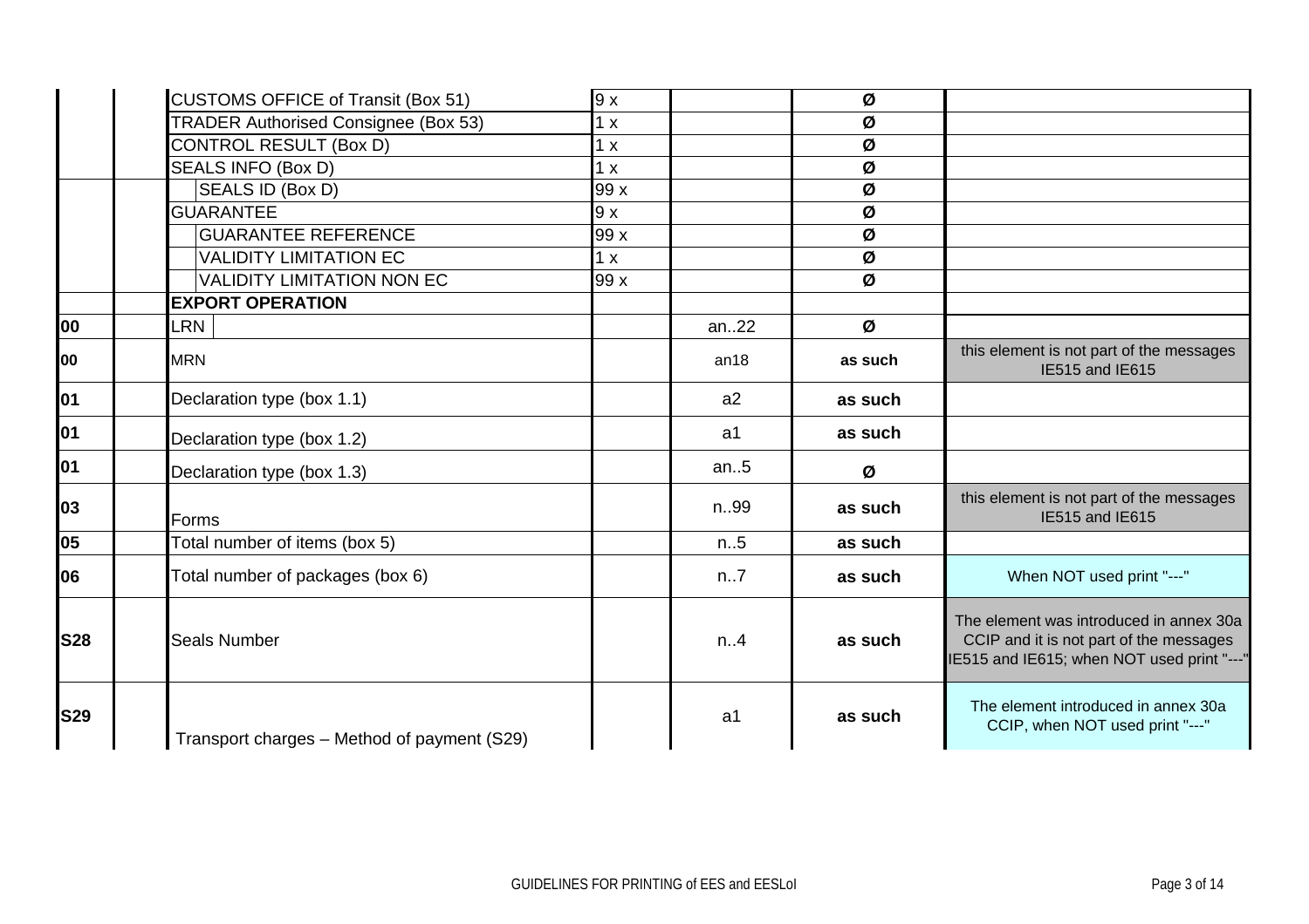| | | | | | | |
|---|---|---|---|---|---|---|
| | | CUSTOMS OFFICE of Transit (Box 51) | 9 x | | Ø | |
| | | TRADER Authorised Consignee (Box 53) | 1 x | | Ø | |
| | | CONTROL RESULT (Box D) | 1 x | | Ø | |
| | | SEALS INFO (Box D) | 1 x | | Ø | |
| | | SEALS ID (Box D) | 99 x | | Ø | |
| | | GUARANTEE | 9 x | | Ø | |
| | | GUARANTEE REFERENCE | 99 x | | Ø | |
| | | VALIDITY LIMITATION EC | 1 x | | Ø | |
| | | VALIDITY LIMITATION NON EC | 99 x | | Ø | |
| | | **EXPORT OPERATION** | | | | |
| **00** | | LRN | | an..22 | Ø | |
| **00** | | MRN | | an18 | **as such** | this element is not part of the messages IE515 and IE615 |
| **01** | | Declaration type (box 1.1) | | a2 | **as such** | |
| **01** | | Declaration type (box 1.2) | | a1 | **as such** | |
| **01** | | Declaration type (box 1.3) | | an..5 | Ø | |
| **03** | | Forms | | n..99 | **as such** | this element is not part of the messages IE515 and IE615 |
| **05** | | Total number of items (box 5) | | n..5 | **as such** | |
| **06** | | Total number of packages (box 6) | | n..7 | **as such** | When NOT used print "---" |
| **S28** | | Seals Number | | n..4 | **as such** | The element was introduced in annex 30a CCIP and it is not part of the messages IE515 and IE615; when NOT used print "---" |
| **S29** | | Transport charges – Method of payment (S29) | | a1 | **as such** | The element introduced in annex 30a CCIP, when NOT used print "---" |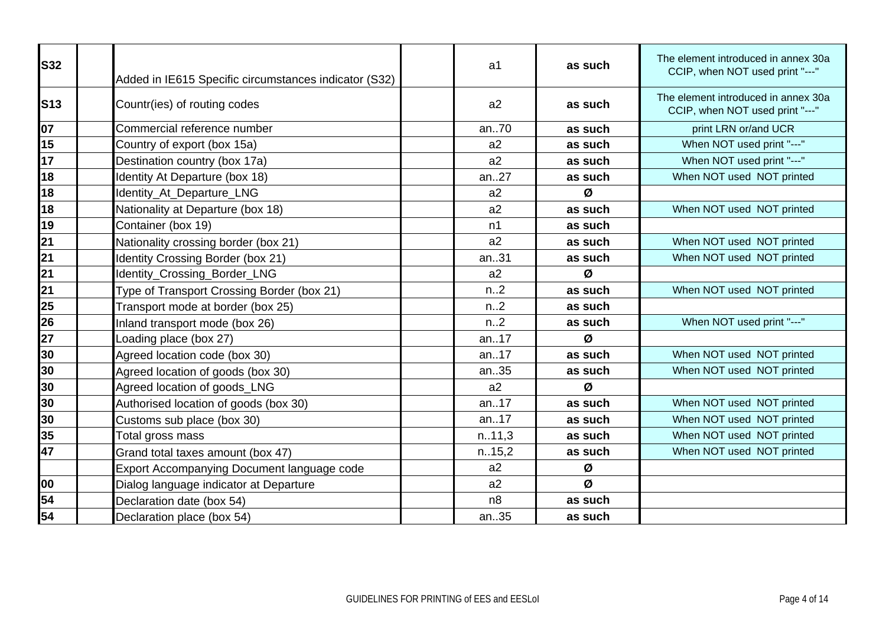| | | | | | | |
|---|---|---|---|---|---|---|
| S32 | | Added in IE615 Specific circumstances indicator (S32) | | a1 | as such | The element introduced in annex 30a CCIP, when NOT used print "---" |
| S13 | | Countr(ies) of routing codes | | a2 | as such | The element introduced in annex 30a CCIP, when NOT used print "---" |
| 07 | | Commercial reference number | | an..70 | as such | print LRN or/and UCR |
| 15 | | Country of export (box 15a) | | a2 | as such | When NOT used print "---" |
| 17 | | Destination country (box 17a) | | a2 | as such | When NOT used print "---" |
| 18 | | Identity At Departure (box 18) | | an..27 | as such | When NOT used NOT printed |
| 18 | | Identity_At_Departure_LNG | | a2 | Ø | |
| 18 | | Nationality at Departure (box 18) | | a2 | as such | When NOT used NOT printed |
| 19 | | Container (box 19) | | n1 | as such | |
| 21 | | Nationality crossing border (box 21) | | a2 | as such | When NOT used NOT printed |
| 21 | | Identity Crossing Border (box 21) | | an..31 | as such | When NOT used NOT printed |
| 21 | | Identity_Crossing_Border_LNG | | a2 | Ø | |
| 21 | | Type of Transport Crossing Border (box 21) | | n..2 | as such | When NOT used NOT printed |
| 25 | | Transport mode at border (box 25) | | n..2 | as such | |
| 26 | | Inland transport mode (box 26) | | n..2 | as such | When NOT used print "---" |
| 27 | | Loading place (box 27) | | an..17 | Ø | |
| 30 | | Agreed location code (box 30) | | an..17 | as such | When NOT used NOT printed |
| 30 | | Agreed location of goods (box 30) | | an..35 | as such | When NOT used NOT printed |
| 30 | | Agreed location of goods_LNG | | a2 | Ø | |
| 30 | | Authorised location of goods (box 30) | | an..17 | as such | When NOT used NOT printed |
| 30 | | Customs sub place (box 30) | | an..17 | as such | When NOT used NOT printed |
| 35 | | Total gross mass | | n..11,3 | as such | When NOT used NOT printed |
| 47 | | Grand total taxes amount (box 47) | | n..15,2 | as such | When NOT used NOT printed |
| | | Export Accompanying Document language code | | a2 | Ø | |
| 00 | | Dialog language indicator at Departure | | a2 | Ø | |
| 54 | | Declaration date (box 54) | | n8 | as such | |
| 54 | | Declaration place (box 54) | | an..35 | as such | |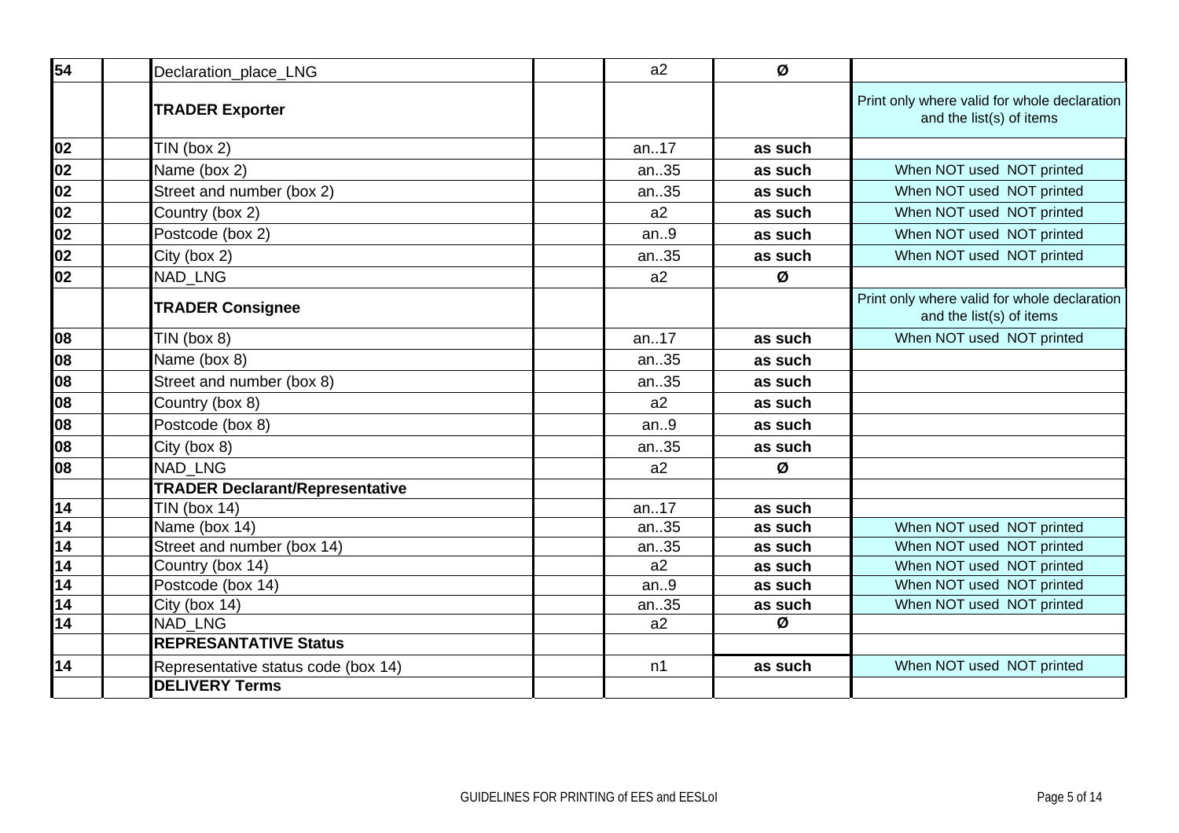| | | | | | | |
|---|---|---|---|---|---|---|
| **54** | | Declaration_place_LNG | | a2 | **Ø** | |
| | | **TRADER Exporter** | | | | Print only where valid for whole declaration and the list(s) of items |
| **02** | | TIN (box 2) | | an..17 | **as such** | |
| **02** | | Name (box 2) | | an..35 | **as such** | When NOT used NOT printed |
| **02** | | Street and number (box 2) | | an..35 | **as such** | When NOT used NOT printed |
| **02** | | Country (box 2) | | a2 | **as such** | When NOT used NOT printed |
| **02** | | Postcode (box 2) | | an..9 | **as such** | When NOT used NOT printed |
| **02** | | City (box 2) | | an..35 | **as such** | When NOT used NOT printed |
| **02** | | NAD_LNG | | a2 | **Ø** | |
| | | **TRADER Consignee** | | | | Print only where valid for whole declaration and the list(s) of items |
| **08** | | TIN (box 8) | | an..17 | **as such** | When NOT used NOT printed |
| **08** | | Name (box 8) | | an..35 | **as such** | |
| **08** | | Street and number (box 8) | | an..35 | **as such** | |
| **08** | | Country (box 8) | | a2 | **as such** | |
| **08** | | Postcode (box 8) | | an..9 | **as such** | |
| **08** | | City (box 8) | | an..35 | **as such** | |
| **08** | | NAD_LNG | | a2 | **Ø** | |
| | | **TRADER Declarant/Representative** | | | | |
| **14** | | TIN (box 14) | | an..17 | **as such** | |
| **14** | | Name (box 14) | | an..35 | **as such** | When NOT used NOT printed |
| **14** | | Street and number (box 14) | | an..35 | **as such** | When NOT used NOT printed |
| **14** | | Country (box 14) | | a2 | **as such** | When NOT used NOT printed |
| **14** | | Postcode (box 14) | | an..9 | **as such** | When NOT used NOT printed |
| **14** | | City (box 14) | | an..35 | **as such** | When NOT used NOT printed |
| **14** | | NAD_LNG | | a2 | **Ø** | |
| | | **REPRESANTATIVE Status** | | | | |
| **14** | | Representative status code (box 14) | | n1 | **as such** | When NOT used NOT printed |
| | | **DELIVERY Terms** | | | | |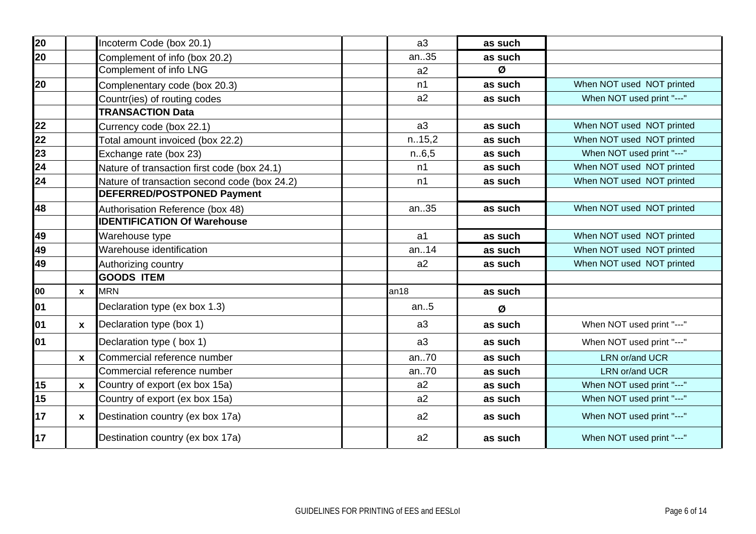| | | | | | | |
|---|---|---|---|---|---|---|
| 20 | | Incoterm Code (box 20.1) | | a3 | as such | |
| 20 | | Complement of info (box 20.2) | | an..35 | as such | |
| | | Complement of info LNG | | a2 | Ø | |
| 20 | | Complenentary code (box 20.3) | | n1 | as such | When NOT used NOT printed |
| | | Countr(ies) of routing codes | | a2 | as such | When NOT used print "---" |
| | | **TRANSACTION Data** | | | | |
| 22 | | Currency code (box 22.1) | | a3 | as such | When NOT used NOT printed |
| 22 | | Total amount invoiced (box 22.2) | | n..15,2 | as such | When NOT used NOT printed |
| 23 | | Exchange rate (box 23) | | n..6,5 | as such | When NOT used print "---" |
| 24 | | Nature of transaction first code (box 24.1) | | n1 | as such | When NOT used NOT printed |
| 24 | | Nature of transaction second code (box 24.2) | | n1 | as such | When NOT used NOT printed |
| | | **DEFERRED/POSTPONED Payment** | | | | |
| 48 | | Authorisation Reference (box 48) | | an..35 | as such | When NOT used NOT printed |
| | | **IDENTIFICATION Of Warehouse** | | | | |
| 49 | | Warehouse type | | a1 | as such | When NOT used NOT printed |
| 49 | | Warehouse identification | | an..14 | as such | When NOT used NOT printed |
| 49 | | Authorizing country | | a2 | as such | When NOT used NOT printed |
| | | **GOODS ITEM** | | | | |
| 00 | x | MRN | | an18 | as such | |
| 01 | | Declaration type (ex box 1.3) | | an..5 | Ø | |
| 01 | x | Declaration type (box 1) | | a3 | as such | When NOT used print "---" |
| 01 | | Declaration type ( box 1) | | a3 | as such | When NOT used print "---" |
| | x | Commercial reference number | | an..70 | as such | LRN or/and UCR |
| | | Commercial reference number | | an..70 | as such | LRN or/and UCR |
| 15 | x | Country of export (ex box 15a) | | a2 | as such | When NOT used print "---" |
| 15 | | Country of export (ex box 15a) | | a2 | as such | When NOT used print "---" |
| 17 | x | Destination country (ex box 17a) | | a2 | as such | When NOT used print "---" |
| 17 | | Destination country (ex box 17a) | | a2 | as such | When NOT used print "---" |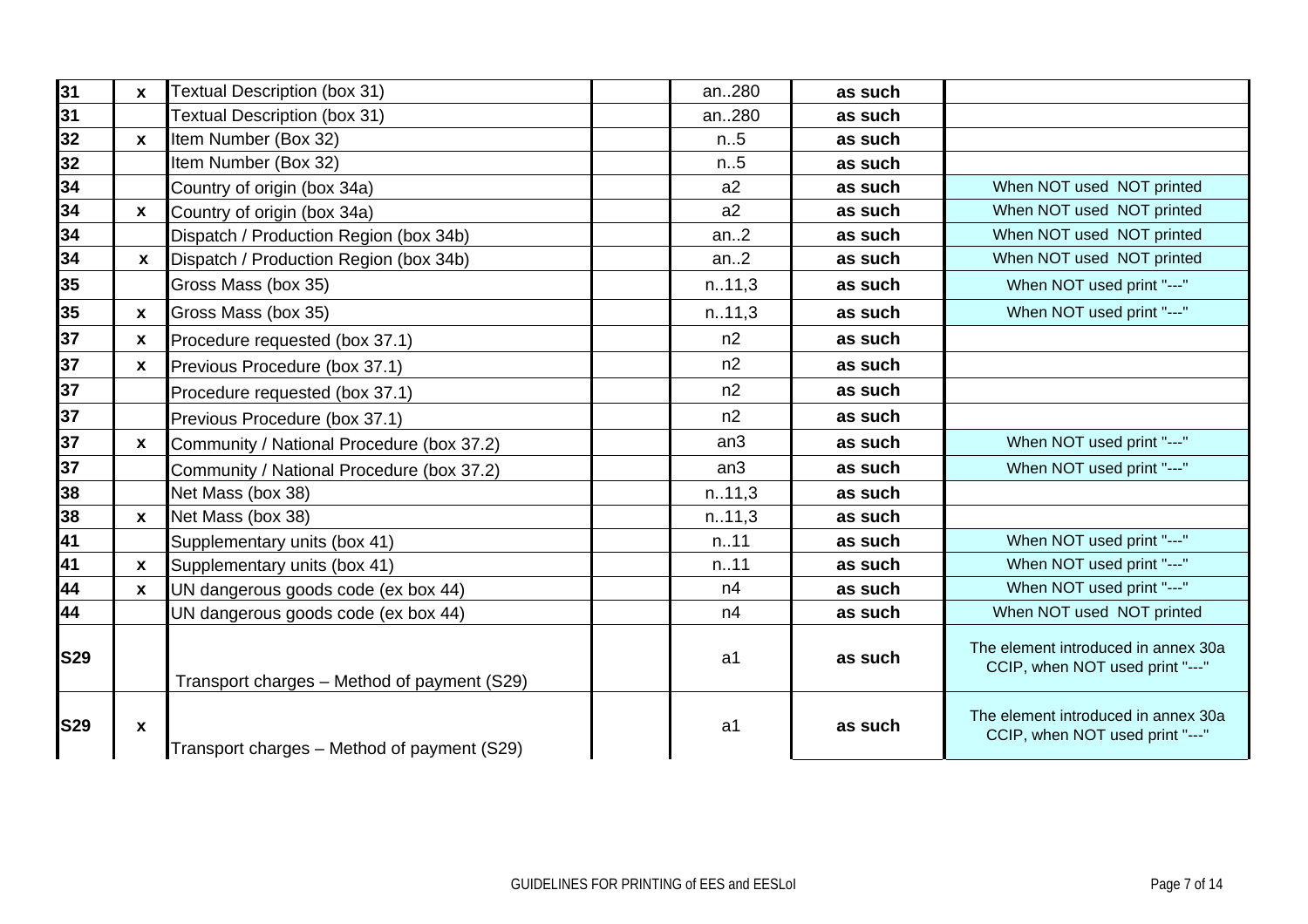| | | | | | | |
|---|---|---|---|---|---|---|
| 31 | x | Textual Description (box 31) | | an..280 | as such | |
| 31 | | Textual Description (box 31) | | an..280 | as such | |
| 32 | x | Item Number (Box 32) | | n..5 | as such | |
| 32 | | Item Number (Box 32) | | n..5 | as such | |
| 34 | | Country of origin (box 34a) | | a2 | as such | When NOT used NOT printed |
| 34 | x | Country of origin (box 34a) | | a2 | as such | When NOT used NOT printed |
| 34 | | Dispatch / Production Region (box 34b) | | an..2 | as such | When NOT used NOT printed |
| 34 | x | Dispatch / Production Region (box 34b) | | an..2 | as such | When NOT used NOT printed |
| 35 | | Gross Mass (box 35) | | n..11,3 | as such | When NOT used print "---" |
| 35 | x | Gross Mass (box 35) | | n..11,3 | as such | When NOT used print "---" |
| 37 | x | Procedure requested (box 37.1) | | n2 | as such | |
| 37 | x | Previous Procedure (box 37.1) | | n2 | as such | |
| 37 | | Procedure requested (box 37.1) | | n2 | as such | |
| 37 | | Previous Procedure (box 37.1) | | n2 | as such | |
| 37 | x | Community / National Procedure (box 37.2) | | an3 | as such | When NOT used print "---" |
| 37 | | Community / National Procedure (box 37.2) | | an3 | as such | When NOT used print "---" |
| 38 | | Net Mass (box 38) | | n..11,3 | as such | |
| 38 | x | Net Mass (box 38) | | n..11,3 | as such | |
| 41 | | Supplementary units (box 41) | | n..11 | as such | When NOT used print "---" |
| 41 | x | Supplementary units (box 41) | | n..11 | as such | When NOT used print "---" |
| 44 | x | UN dangerous goods code (ex box 44) | | n4 | as such | When NOT used print "---" |
| 44 | | UN dangerous goods code (ex box 44) | | n4 | as such | When NOT used NOT printed |
| S29 | | Transport charges – Method of payment (S29) | | a1 | as such | The element introduced in annex 30a CCIP, when NOT used print "---" |
| S29 | x | Transport charges – Method of payment (S29) | | a1 | as such | The element introduced in annex 30a CCIP, when NOT used print "---" |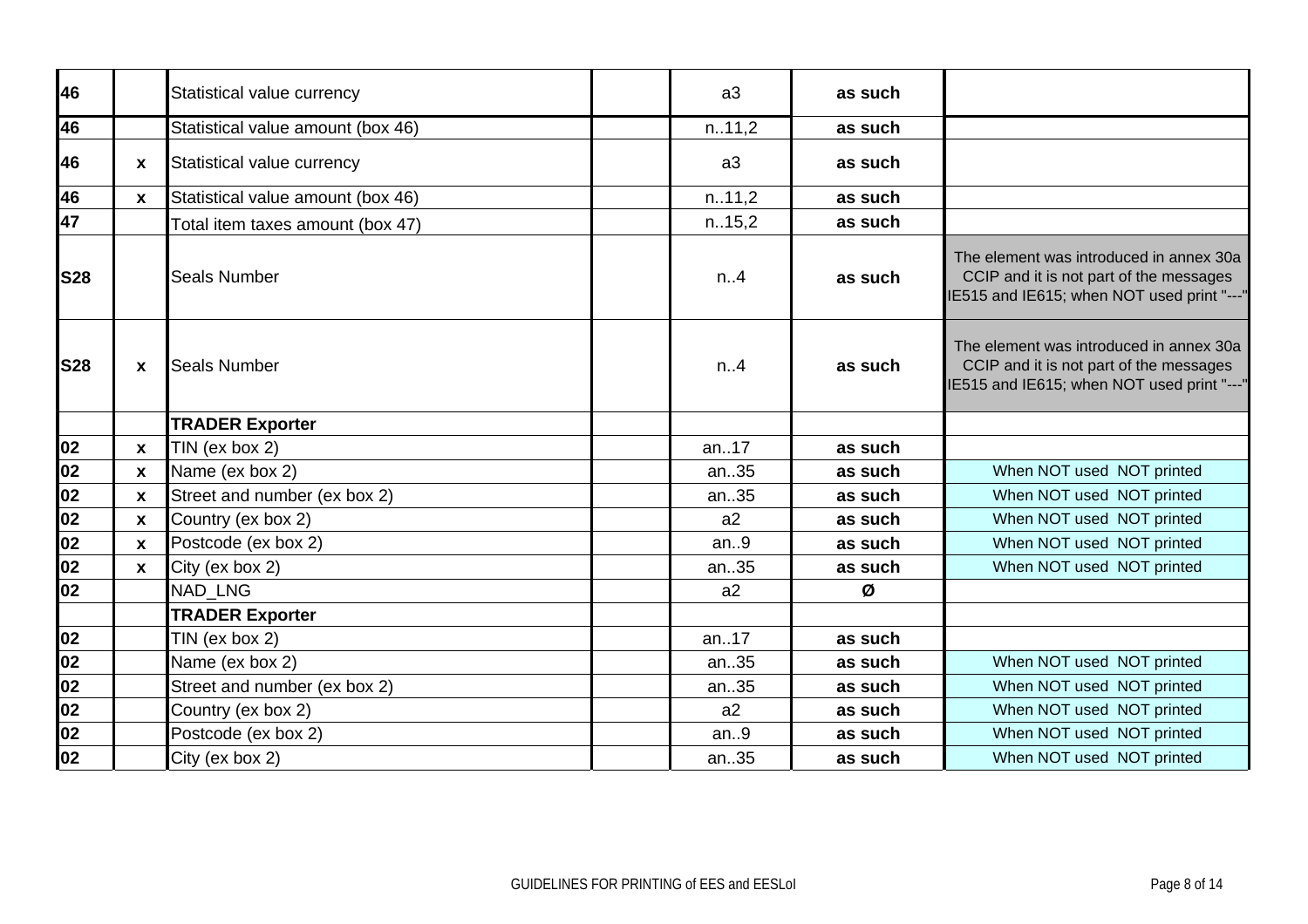| | | | | | | |
|---|---|---|---|---|---|---|
| 46 | | Statistical value currency | | a3 | as such | |
| 46 | | Statistical value amount (box 46) | | n..11,2 | as such | |
| 46 | x | Statistical value currency | | a3 | as such | |
| 46 | x | Statistical value amount (box 46) | | n..11,2 | as such | |
| 47 | | Total item taxes amount (box 47) | | n..15,2 | as such | |
| S28 | | Seals Number | | n..4 | as such | The element was introduced in annex 30a CCIP and it is not part of the messages IE515 and IE615; when NOT used print "---" |
| S28 | x | Seals Number | | n..4 | as such | The element was introduced in annex 30a CCIP and it is not part of the messages IE515 and IE615; when NOT used print "---" |
| | | **TRADER Exporter** | | | | |
| 02 | x | TIN (ex box 2) | | an..17 | as such | |
| 02 | x | Name (ex box 2) | | an..35 | as such | When NOT used NOT printed |
| 02 | x | Street and number (ex box 2) | | an..35 | as such | When NOT used NOT printed |
| 02 | x | Country (ex box 2) | | a2 | as such | When NOT used NOT printed |
| 02 | x | Postcode (ex box 2) | | an..9 | as such | When NOT used NOT printed |
| 02 | x | City (ex box 2) | | an..35 | as such | When NOT used NOT printed |
| 02 | | NAD_LNG | | a2 | Ø | |
| | | **TRADER Exporter** | | | | |
| 02 | | TIN (ex box 2) | | an..17 | as such | |
| 02 | | Name (ex box 2) | | an..35 | as such | When NOT used NOT printed |
| 02 | | Street and number (ex box 2) | | an..35 | as such | When NOT used NOT printed |
| 02 | | Country (ex box 2) | | a2 | as such | When NOT used NOT printed |
| 02 | | Postcode (ex box 2) | | an..9 | as such | When NOT used NOT printed |
| 02 | | City (ex box 2) | | an..35 | as such | When NOT used NOT printed |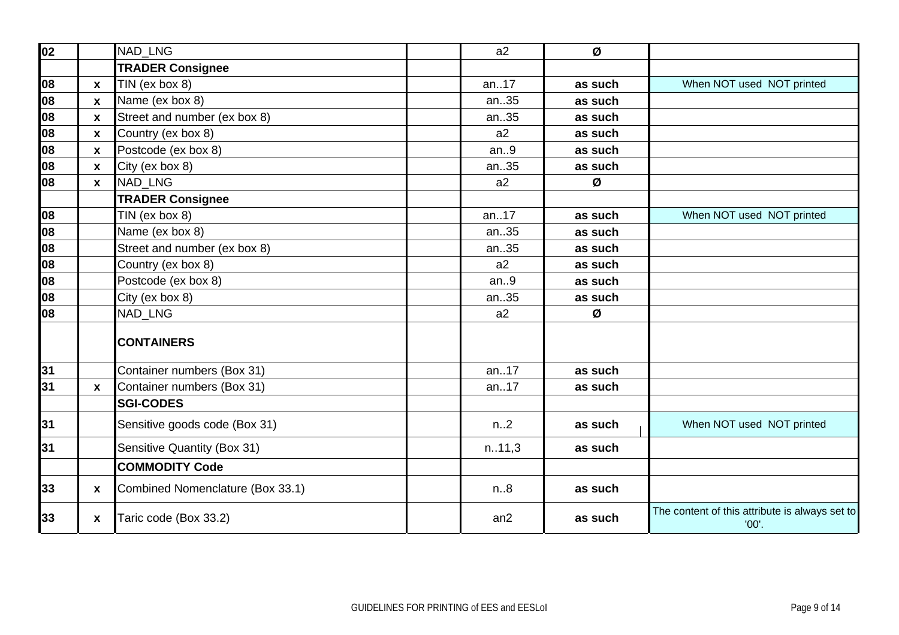| | | | | | | |
|---|---|---|---|---|---|---|
| 02 | | NAD_LNG | | a2 | Ø | |
| | | **TRADER Consignee** | | | | |
| 08 | x | TIN (ex box 8) | | an..17 | **as such** | When NOT used NOT printed |
| 08 | x | Name (ex box 8) | | an..35 | **as such** | |
| 08 | x | Street and number (ex box 8) | | an..35 | **as such** | |
| 08 | x | Country (ex box 8) | | a2 | **as such** | |
| 08 | x | Postcode (ex box 8) | | an..9 | **as such** | |
| 08 | x | City (ex box 8) | | an..35 | **as such** | |
| 08 | x | NAD_LNG | | a2 | Ø | |
| | | **TRADER Consignee** | | | | |
| 08 | | TIN (ex box 8) | | an..17 | **as such** | When NOT used NOT printed |
| 08 | | Name (ex box 8) | | an..35 | **as such** | |
| 08 | | Street and number (ex box 8) | | an..35 | **as such** | |
| 08 | | Country (ex box 8) | | a2 | **as such** | |
| 08 | | Postcode (ex box 8) | | an..9 | **as such** | |
| 08 | | City (ex box 8) | | an..35 | **as such** | |
| 08 | | NAD_LNG | | a2 | Ø | |
| | | **CONTAINERS** | | | | |
| 31 | | Container numbers (Box 31) | | an..17 | **as such** | |
| 31 | x | Container numbers (Box 31) | | an..17 | **as such** | |
| | | **SGI-CODES** | | | | |
| 31 | | Sensitive goods code (Box 31) | | n..2 | **as such** | When NOT used NOT printed |
| 31 | | Sensitive Quantity (Box 31) | | n..11,3 | **as such** | |
| | | **COMMODITY Code** | | | | |
| 33 | x | Combined Nomenclature (Box 33.1) | | n..8 | **as such** | |
| 33 | x | Taric code (Box 33.2) | | an2 | **as such** | The content of this attribute is always set to '00'. |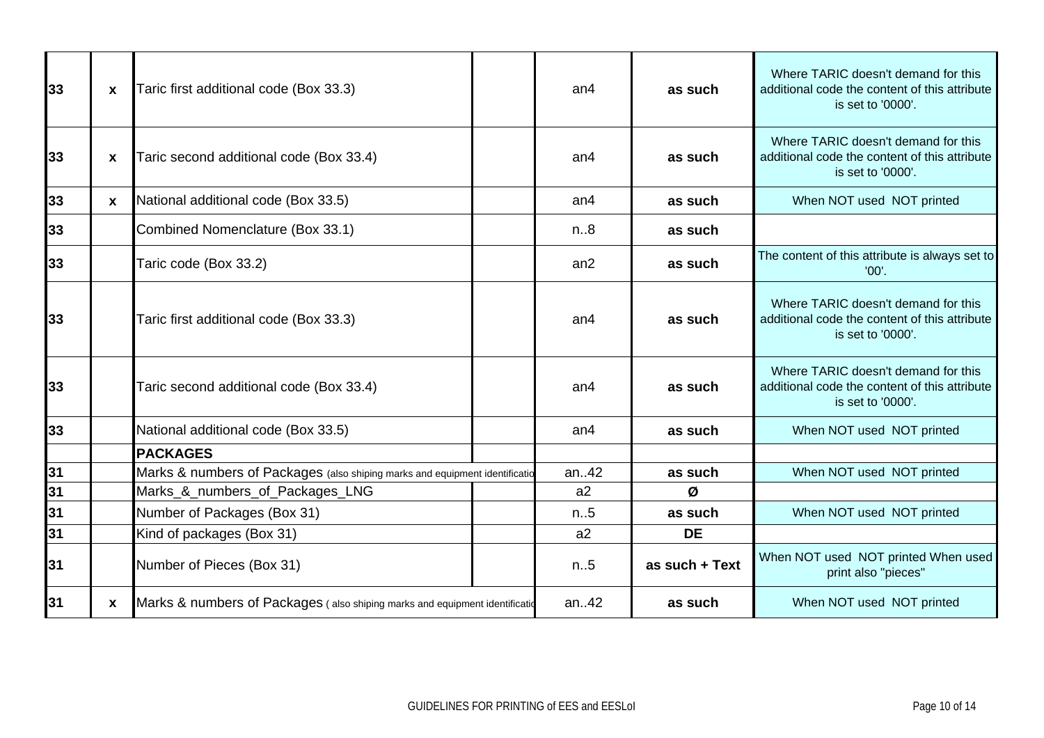| | | | | | | |
|---|---|---|---|---|---|---|
| 33 | x | Taric first additional code (Box 33.3) | | an4 | as such | Where TARIC doesn't demand for this additional code the content of this attribute is set to '0000'. |
| 33 | x | Taric second additional code (Box 33.4) | | an4 | as such | Where TARIC doesn't demand for this additional code the content of this attribute is set to '0000'. |
| 33 | x | National additional code (Box 33.5) | | an4 | as such | When NOT used NOT printed |
| 33 | | Combined Nomenclature (Box 33.1) | | n..8 | as such | |
| 33 | | Taric code (Box 33.2) | | an2 | as such | The content of this attribute is always set to '00'. |
| 33 | | Taric first additional code (Box 33.3) | | an4 | as such | Where TARIC doesn't demand for this additional code the content of this attribute is set to '0000'. |
| 33 | | Taric second additional code (Box 33.4) | | an4 | as such | Where TARIC doesn't demand for this additional code the content of this attribute is set to '0000'. |
| 33 | | National additional code (Box 33.5) | | an4 | as such | When NOT used NOT printed |
| | | **PACKAGES** | | | | |
| 31 | | Marks & numbers of Packages (also shiping marks and equipment identificatio | | an..42 | as such | When NOT used NOT printed |
| 31 | | Marks_&_numbers_of_Packages_LNG | | a2 | Ø | |
| 31 | | Number of Packages (Box 31) | | n..5 | as such | When NOT used NOT printed |
| 31 | | Kind of packages (Box 31) | | a2 | DE | |
| 31 | | Number of Pieces (Box 31) | | n..5 | as such + Text | When NOT used NOT printed When used print also "pieces" |
| 31 | x | Marks & numbers of Packages ( also shiping marks and equipment identificatio | | an..42 | as such | When NOT used NOT printed |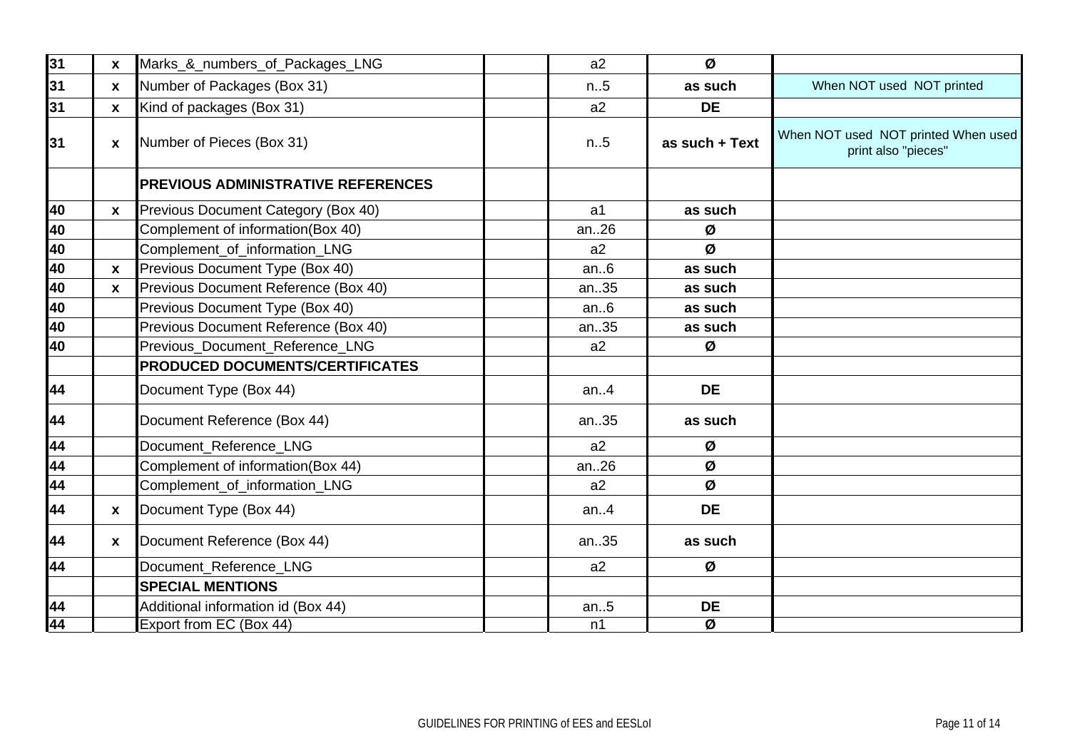| | | | | | | |
|---|---|---|---|---|---|---|
| 31 | x | Marks_&_numbers_of_Packages_LNG | | a2 | Ø | |
| 31 | x | Number of Packages (Box 31) | | n..5 | as such | When NOT used NOT printed |
| 31 | x | Kind of packages (Box 31) | | a2 | DE | |
| 31 | x | Number of Pieces (Box 31) | | n..5 | as such + Text | When NOT used NOT printed When used print also "pieces" |
| | | **PREVIOUS ADMINISTRATIVE REFERENCES** | | | | |
| 40 | x | Previous Document Category (Box 40) | | a1 | as such | |
| 40 | | Complement of information(Box 40) | | an..26 | Ø | |
| 40 | | Complement_of_information_LNG | | a2 | Ø | |
| 40 | x | Previous Document Type (Box 40) | | an..6 | as such | |
| 40 | x | Previous Document Reference (Box 40) | | an..35 | as such | |
| 40 | | Previous Document Type (Box 40) | | an..6 | as such | |
| 40 | | Previous Document Reference (Box 40) | | an..35 | as such | |
| 40 | | Previous_Document_Reference_LNG | | a2 | Ø | |
| | | **PRODUCED DOCUMENTS/CERTIFICATES** | | | | |
| 44 | | Document Type (Box 44) | | an..4 | DE | |
| 44 | | Document Reference (Box 44) | | an..35 | as such | |
| 44 | | Document_Reference_LNG | | a2 | Ø | |
| 44 | | Complement of information(Box 44) | | an..26 | Ø | |
| 44 | | Complement_of_information_LNG | | a2 | Ø | |
| 44 | x | Document Type (Box 44) | | an..4 | DE | |
| 44 | x | Document Reference (Box 44) | | an..35 | as such | |
| 44 | | Document_Reference_LNG | | a2 | Ø | |
| | | **SPECIAL MENTIONS** | | | | |
| 44 | | Additional information id (Box 44) | | an..5 | DE | |
| 44 | | Export from EC (Box 44) | | n1 | Ø | |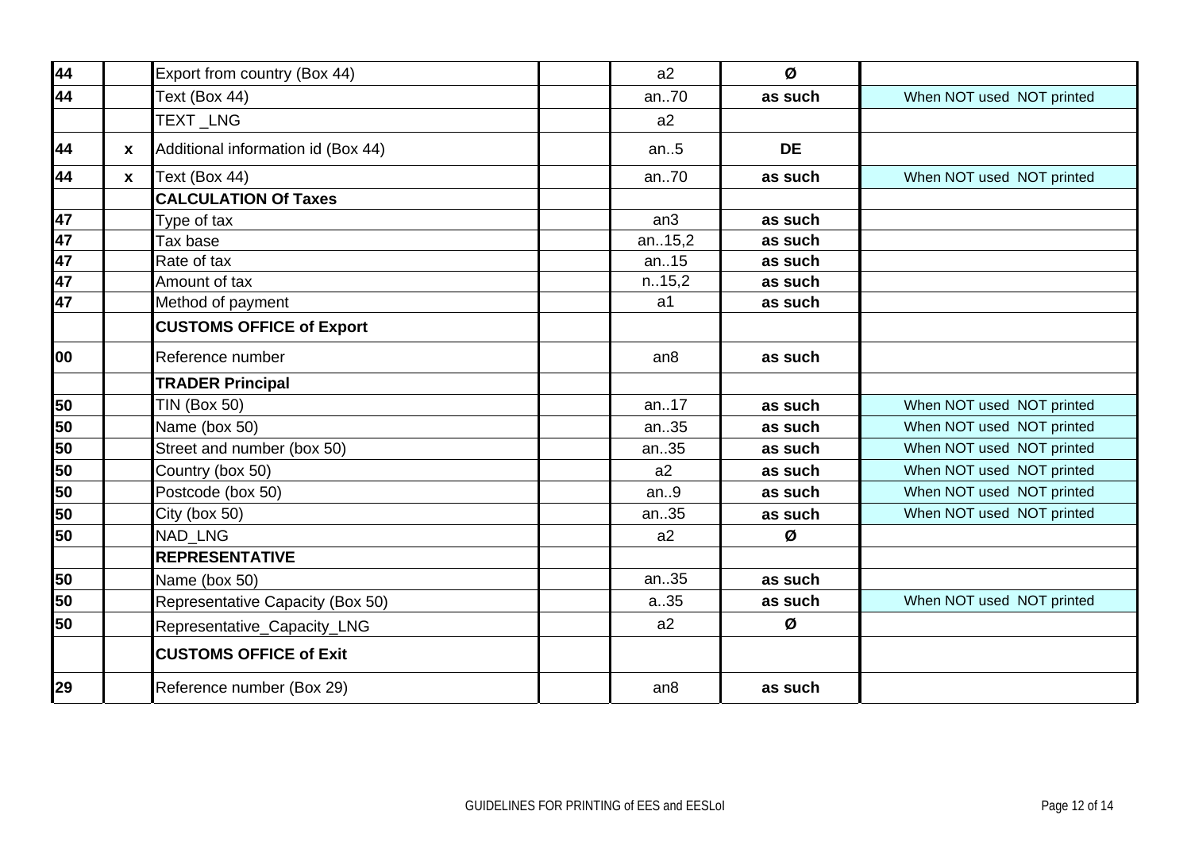| | | | | | | |
|---|---|---|---|---|---|---|
| **44** | | Export from country (Box 44) | | a2 | **Ø** | |
| **44** | | Text (Box 44) | | an..70 | **as such** | When NOT used NOT printed |
| | | TEXT _LNG | | a2 | | |
| **44** | **x** | Additional information id (Box 44) | | an..5 | **DE** | |
| **44** | **x** | Text (Box 44) | | an..70 | **as such** | When NOT used NOT printed |
| | | **CALCULATION Of Taxes** | | | | |
| **47** | | Type of tax | | an3 | **as such** | |
| **47** | | Tax base | | an..15,2 | **as such** | |
| **47** | | Rate of tax | | an..15 | **as such** | |
| **47** | | Amount of tax | | n..15,2 | **as such** | |
| **47** | | Method of payment | | a1 | **as such** | |
| | | **CUSTOMS OFFICE of Export** | | | | |
| **00** | | Reference number | | an8 | **as such** | |
| | | **TRADER Principal** | | | | |
| **50** | | TIN (Box 50) | | an..17 | **as such** | When NOT used NOT printed |
| **50** | | Name (box 50) | | an..35 | **as such** | When NOT used NOT printed |
| **50** | | Street and number (box 50) | | an..35 | **as such** | When NOT used NOT printed |
| **50** | | Country (box 50) | | a2 | **as such** | When NOT used NOT printed |
| **50** | | Postcode (box 50) | | an..9 | **as such** | When NOT used NOT printed |
| **50** | | City (box 50) | | an..35 | **as such** | When NOT used NOT printed |
| **50** | | NAD_LNG | | a2 | **Ø** | |
| | | **REPRESENTATIVE** | | | | |
| **50** | | Name (box 50) | | an..35 | **as such** | |
| **50** | | Representative Capacity (Box 50) | | a..35 | **as such** | When NOT used NOT printed |
| **50** | | Representative_Capacity_LNG | | a2 | **Ø** | |
| | | **CUSTOMS OFFICE of Exit** | | | | |
| **29** | | Reference number (Box 29) | | an8 | **as such** | |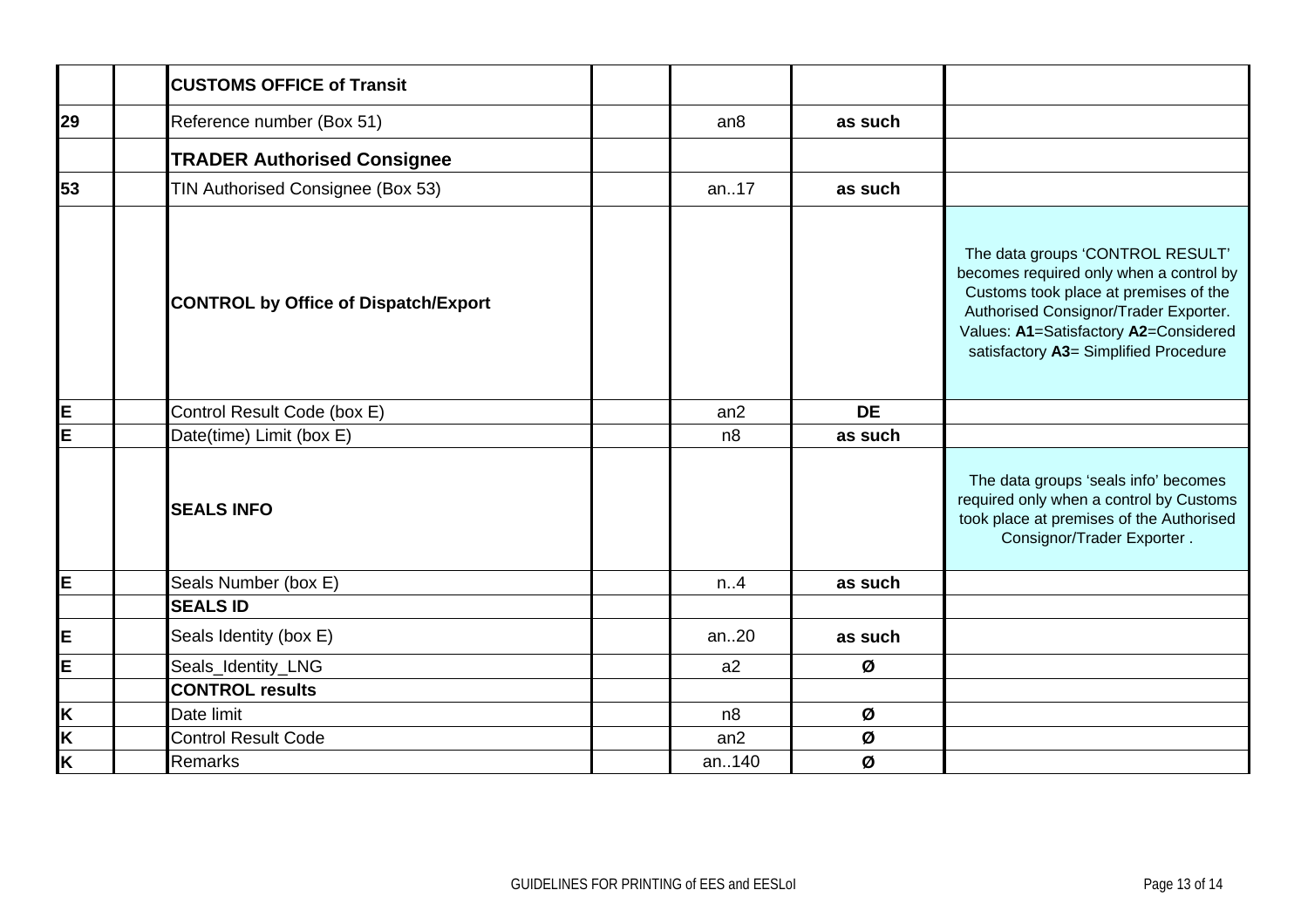| | | | | | | |
|---|---|---|---|---|---|---|
| | | **CUSTOMS OFFICE of Transit** | | | | |
| **29** | | Reference number (Box 51) | | an8 | **as such** | |
| | | **TRADER Authorised Consignee** | | | | |
| **53** | | TIN Authorised Consignee (Box 53) | | an..17 | **as such** | |
| | | **CONTROL by Office of Dispatch/Export** | | | | The data groups 'CONTROL RESULT' becomes required only when a control by Customs took place at premises of the Authorised Consignor/Trader Exporter. Values: **A1**=Satisfactory **A2**=Considered satisfactory **A3**= Simplified Procedure |
| **E** | | Control Result Code (box E) | | an2 | **DE** | |
| **E** | | Date(time) Limit (box E) | | n8 | **as such** | |
| | | **SEALS INFO** | | | | The data groups 'seals info' becomes required only when a control by Customs took place at premises of the Authorised Consignor/Trader Exporter . |
| **E** | | Seals Number (box E) | | n..4 | **as such** | |
| | | **SEALS ID** | | | | |
| **E** | | Seals Identity (box E) | | an..20 | **as such** | |
| **E** | | Seals_Identity_LNG | | a2 | **Ø** | |
| | | **CONTROL results** | | | | |
| **K** | | Date limit | | n8 | **Ø** | |
| **K** | | Control Result Code | | an2 | **Ø** | |
| **K** | | Remarks | | an..140 | **Ø** | |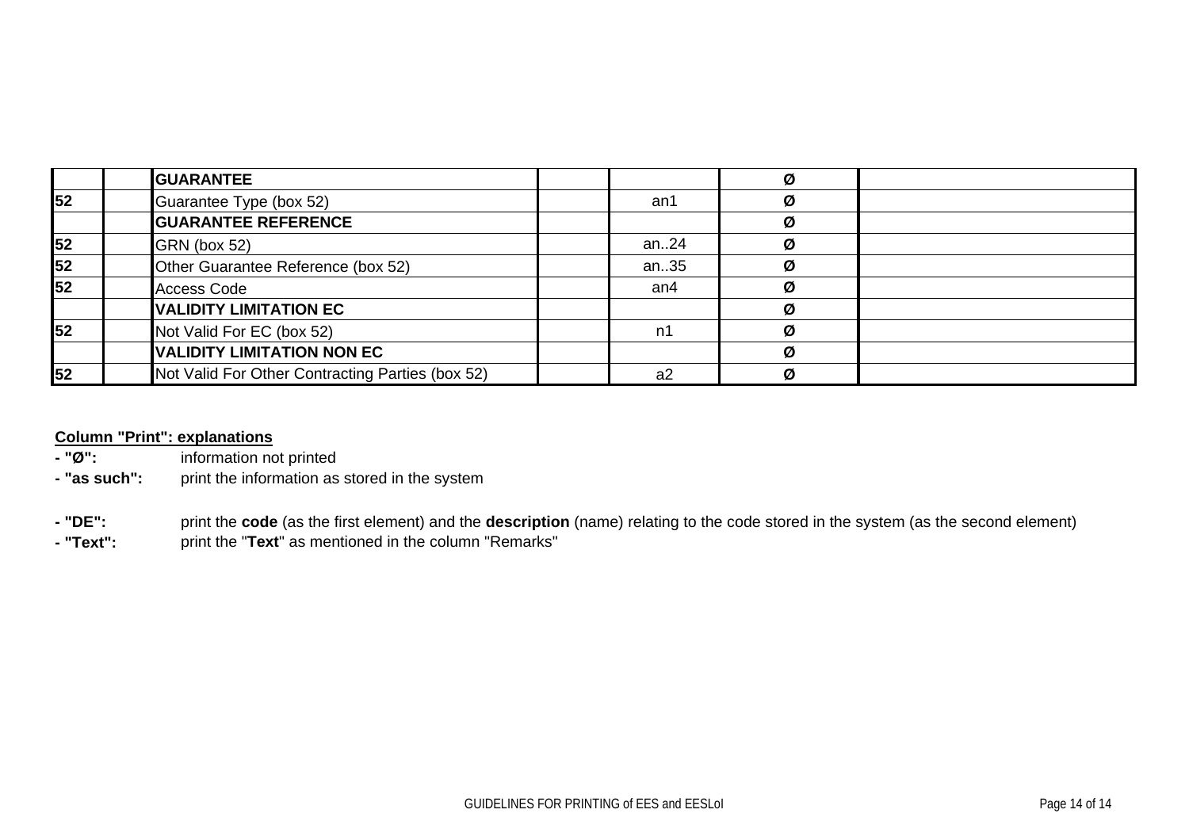| | | | | | | |
|---|---|---|---|---|---|---|
| | | **GUARANTEE** | | | Ø | |
| **52** | | Guarantee Type (box 52) | | an1 | Ø | |
| | | **GUARANTEE REFERENCE** | | | Ø | |
| **52** | | GRN (box 52) | | an..24 | Ø | |
| **52** | | Other Guarantee Reference (box 52) | | an..35 | Ø | |
| **52** | | Access Code | | an4 | Ø | |
| | | **VALIDITY LIMITATION EC** | | | Ø | |
| **52** | | Not Valid For EC (box 52) | | n1 | Ø | |
| | | **VALIDITY LIMITATION NON EC** | | | Ø | |
| **52** | | Not Valid For Other Contracting Parties (box 52) | | a2 | Ø | |

**Column "Print": explanations**

- **"Ø":** information not printed
- **"as such":** print the information as stored in the system
- **"DE":** print the **code** (as the first element) and the **description** (name) relating to the code stored in the system (as the second element)
- **"Text":** print the "**Text**" as mentioned in the column "Remarks"